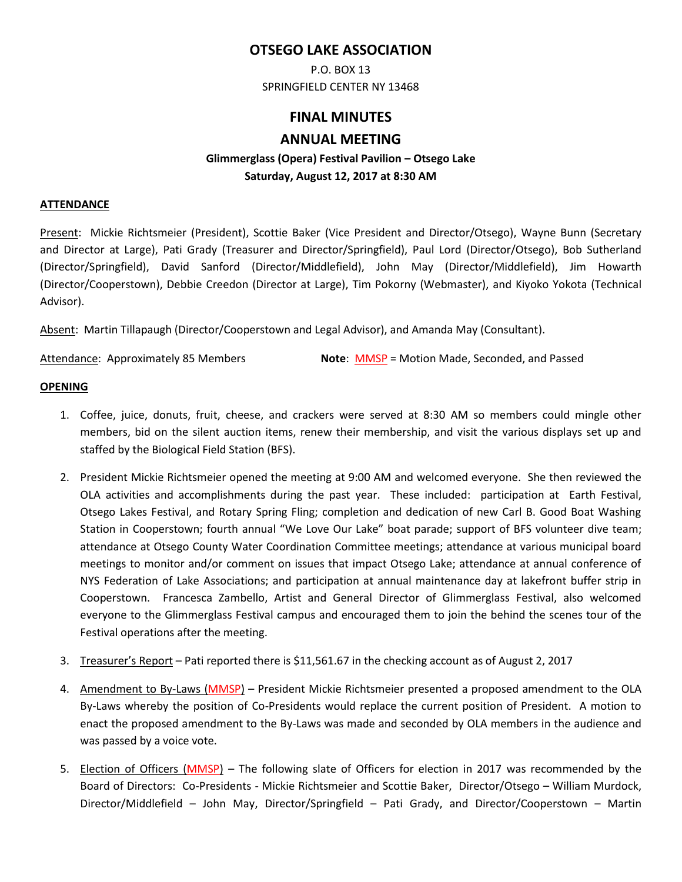# OTSEGO LAKE ASSOCIATION

P.O. BOX 13
SPRINGFIELD CENTER NY 13468

## FINAL MINUTES

## ANNUAL MEETING

**Glimmerglass (Opera) Festival Pavilion – Otsego Lake**
**Saturday, August 12, 2017 at 8:30 AM**

### ATTENDANCE

Present: Mickie Richtsmeier (President), Scottie Baker (Vice President and Director/Otsego), Wayne Bunn (Secretary and Director at Large), Pati Grady (Treasurer and Director/Springfield), Paul Lord (Director/Otsego), Bob Sutherland (Director/Springfield), David Sanford (Director/Middlefield), John May (Director/Middlefield), Jim Howarth (Director/Cooperstown), Debbie Creedon (Director at Large), Tim Pokorny (Webmaster), and Kiyoko Yokota (Technical Advisor).

Absent: Martin Tillapaugh (Director/Cooperstown and Legal Advisor), and Amanda May (Consultant).

Attendance: Approximately 85 Members **Note**: MMSP = Motion Made, Seconded, and Passed

### OPENING

1. Coffee, juice, donuts, fruit, cheese, and crackers were served at 8:30 AM so members could mingle other members, bid on the silent auction items, renew their membership, and visit the various displays set up and staffed by the Biological Field Station (BFS).

2. President Mickie Richtsmeier opened the meeting at 9:00 AM and welcomed everyone. She then reviewed the OLA activities and accomplishments during the past year. These included: participation at Earth Festival, Otsego Lakes Festival, and Rotary Spring Fling; completion and dedication of new Carl B. Good Boat Washing Station in Cooperstown; fourth annual "We Love Our Lake" boat parade; support of BFS volunteer dive team; attendance at Otsego County Water Coordination Committee meetings; attendance at various municipal board meetings to monitor and/or comment on issues that impact Otsego Lake; attendance at annual conference of NYS Federation of Lake Associations; and participation at annual maintenance day at lakefront buffer strip in Cooperstown. Francesca Zambello, Artist and General Director of Glimmerglass Festival, also welcomed everyone to the Glimmerglass Festival campus and encouraged them to join the behind the scenes tour of the Festival operations after the meeting.

3. Treasurer's Report – Pati reported there is $11,561.67 in the checking account as of August 2, 2017

4. Amendment to By-Laws (MMSP) – President Mickie Richtsmeier presented a proposed amendment to the OLA By-Laws whereby the position of Co-Presidents would replace the current position of President. A motion to enact the proposed amendment to the By-Laws was made and seconded by OLA members in the audience and was passed by a voice vote.

5. Election of Officers (MMSP) – The following slate of Officers for election in 2017 was recommended by the Board of Directors: Co-Presidents - Mickie Richtsmeier and Scottie Baker, Director/Otsego – William Murdock, Director/Middlefield – John May, Director/Springfield – Pati Grady, and Director/Cooperstown – Martin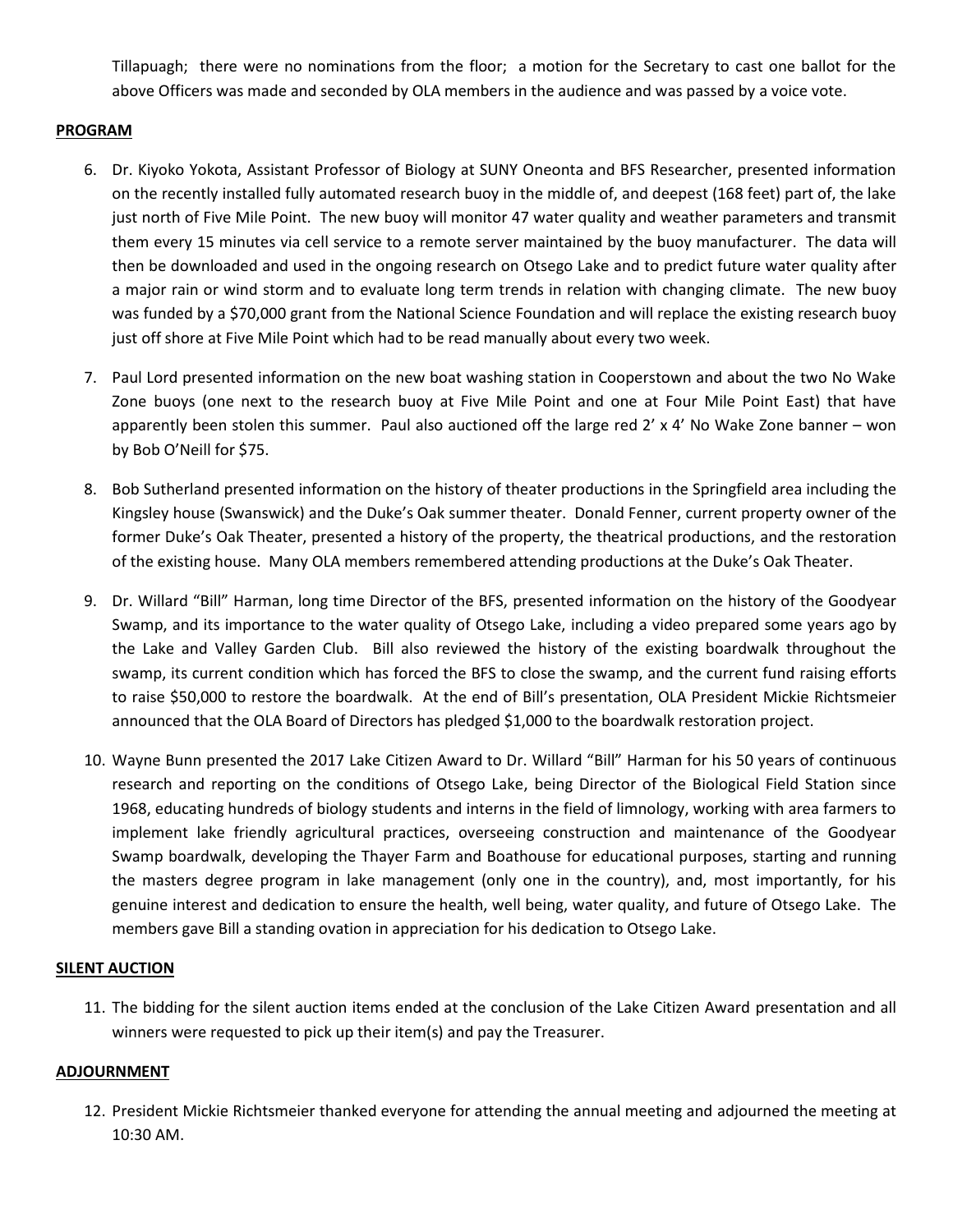Tillapuagh; there were no nominations from the floor; a motion for the Secretary to cast one ballot for the above Officers was made and seconded by OLA members in the audience and was passed by a voice vote.

**PROGRAM**

6. Dr. Kiyoko Yokota, Assistant Professor of Biology at SUNY Oneonta and BFS Researcher, presented information on the recently installed fully automated research buoy in the middle of, and deepest (168 feet) part of, the lake just north of Five Mile Point. The new buoy will monitor 47 water quality and weather parameters and transmit them every 15 minutes via cell service to a remote server maintained by the buoy manufacturer. The data will then be downloaded and used in the ongoing research on Otsego Lake and to predict future water quality after a major rain or wind storm and to evaluate long term trends in relation with changing climate. The new buoy was funded by a $70,000 grant from the National Science Foundation and will replace the existing research buoy just off shore at Five Mile Point which had to be read manually about every two week.

7. Paul Lord presented information on the new boat washing station in Cooperstown and about the two No Wake Zone buoys (one next to the research buoy at Five Mile Point and one at Four Mile Point East) that have apparently been stolen this summer. Paul also auctioned off the large red 2' x 4' No Wake Zone banner – won by Bob O'Neill for $75.

8. Bob Sutherland presented information on the history of theater productions in the Springfield area including the Kingsley house (Swanswick) and the Duke's Oak summer theater. Donald Fenner, current property owner of the former Duke's Oak Theater, presented a history of the property, the theatrical productions, and the restoration of the existing house. Many OLA members remembered attending productions at the Duke's Oak Theater.

9. Dr. Willard "Bill" Harman, long time Director of the BFS, presented information on the history of the Goodyear Swamp, and its importance to the water quality of Otsego Lake, including a video prepared some years ago by the Lake and Valley Garden Club. Bill also reviewed the history of the existing boardwalk throughout the swamp, its current condition which has forced the BFS to close the swamp, and the current fund raising efforts to raise $50,000 to restore the boardwalk. At the end of Bill's presentation, OLA President Mickie Richtsmeier announced that the OLA Board of Directors has pledged $1,000 to the boardwalk restoration project.

10. Wayne Bunn presented the 2017 Lake Citizen Award to Dr. Willard "Bill" Harman for his 50 years of continuous research and reporting on the conditions of Otsego Lake, being Director of the Biological Field Station since 1968, educating hundreds of biology students and interns in the field of limnology, working with area farmers to implement lake friendly agricultural practices, overseeing construction and maintenance of the Goodyear Swamp boardwalk, developing the Thayer Farm and Boathouse for educational purposes, starting and running the masters degree program in lake management (only one in the country), and, most importantly, for his genuine interest and dedication to ensure the health, well being, water quality, and future of Otsego Lake. The members gave Bill a standing ovation in appreciation for his dedication to Otsego Lake.

**SILENT AUCTION**

11. The bidding for the silent auction items ended at the conclusion of the Lake Citizen Award presentation and all winners were requested to pick up their item(s) and pay the Treasurer.

**ADJOURNMENT**

12. President Mickie Richtsmeier thanked everyone for attending the annual meeting and adjourned the meeting at 10:30 AM.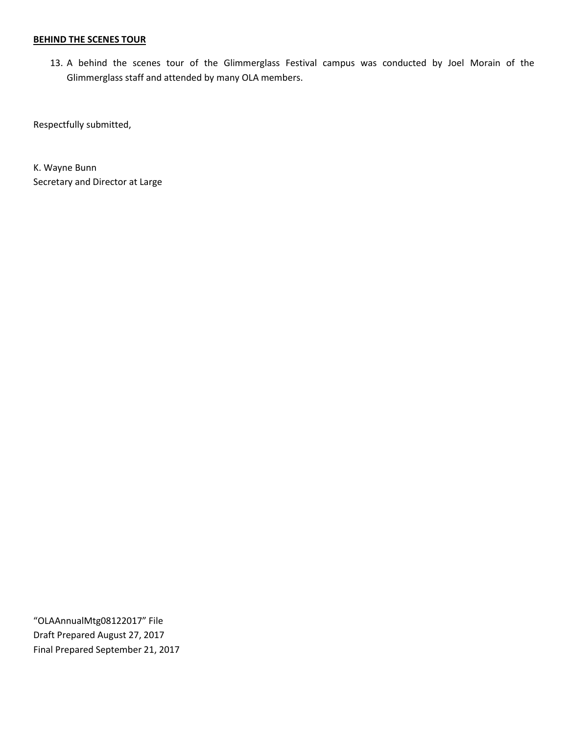**BEHIND THE SCENES TOUR**

13. A behind the scenes tour of the Glimmerglass Festival campus was conducted by Joel Morain of the Glimmerglass staff and attended by many OLA members.

Respectfully submitted,

K. Wayne Bunn
Secretary and Director at Large

"OLAAnnualMtg08122017" File
Draft Prepared August 27, 2017
Final Prepared September 21, 2017